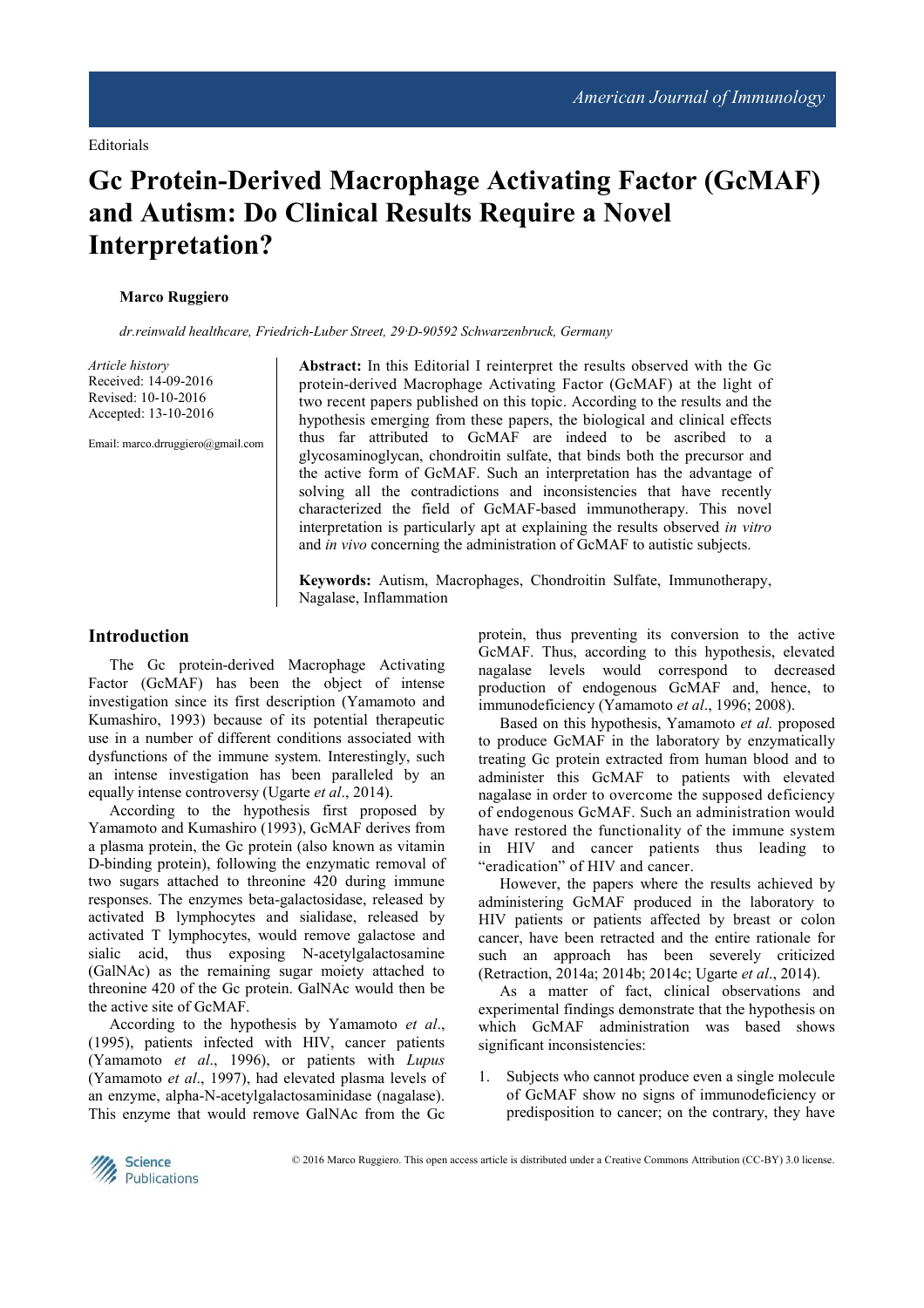Editorials

# Gc Protein-Derived Macrophage Activating Factor (GcMAF) and Autism: Do Clinical Results Require a Novel Interpretation?

**Marco Ruggiero**

*dr.reinwald healthcare, Friedrich-Luber Street, 29·D-90592 Schwarzenbruck, Germany*

*Article history*
Received: 14-09-2016
Revised: 10-10-2016
Accepted: 13-10-2016

Email: marco.drruggiero@gmail.com

**Abstract:** In this Editorial I reinterpret the results observed with the Gc protein-derived Macrophage Activating Factor (GcMAF) at the light of two recent papers published on this topic. According to the results and the hypothesis emerging from these papers, the biological and clinical effects thus far attributed to GcMAF are indeed to be ascribed to a glycosaminoglycan, chondroitin sulfate, that binds both the precursor and the active form of GcMAF. Such an interpretation has the advantage of solving all the contradictions and inconsistencies that have recently characterized the field of GcMAF-based immunotherapy. This novel interpretation is particularly apt at explaining the results observed *in vitro* and *in vivo* concerning the administration of GcMAF to autistic subjects.

**Keywords:** Autism, Macrophages, Chondroitin Sulfate, Immunotherapy, Nagalase, Inflammation

## Introduction

The Gc protein-derived Macrophage Activating Factor (GcMAF) has been the object of intense investigation since its first description (Yamamoto and Kumashiro, 1993) because of its potential therapeutic use in a number of different conditions associated with dysfunctions of the immune system. Interestingly, such an intense investigation has been paralleled by an equally intense controversy (Ugarte *et al*., 2014).

According to the hypothesis first proposed by Yamamoto and Kumashiro (1993), GcMAF derives from a plasma protein, the Gc protein (also known as vitamin D-binding protein), following the enzymatic removal of two sugars attached to threonine 420 during immune responses. The enzymes beta-galactosidase, released by activated B lymphocytes and sialidase, released by activated T lymphocytes, would remove galactose and sialic acid, thus exposing N-acetylgalactosamine (GalNAc) as the remaining sugar moiety attached to threonine 420 of the Gc protein. GalNAc would then be the active site of GcMAF.

According to the hypothesis by Yamamoto *et al*., (1995), patients infected with HIV, cancer patients (Yamamoto *et al*., 1996), or patients with *Lupus* (Yamamoto *et al*., 1997), had elevated plasma levels of an enzyme, alpha-N-acetylgalactosaminidase (nagalase). This enzyme that would remove GalNAc from the Gc protein, thus preventing its conversion to the active GcMAF. Thus, according to this hypothesis, elevated nagalase levels would correspond to decreased production of endogenous GcMAF and, hence, to immunodeficiency (Yamamoto *et al*., 1996; 2008).

Based on this hypothesis, Yamamoto *et al.* proposed to produce GcMAF in the laboratory by enzymatically treating Gc protein extracted from human blood and to administer this GcMAF to patients with elevated nagalase in order to overcome the supposed deficiency of endogenous GcMAF. Such an administration would have restored the functionality of the immune system in HIV and cancer patients thus leading to "eradication" of HIV and cancer.

However, the papers where the results achieved by administering GcMAF produced in the laboratory to HIV patients or patients affected by breast or colon cancer, have been retracted and the entire rationale for such an approach has been severely criticized (Retraction, 2014a; 2014b; 2014c; Ugarte *et al*., 2014).

As a matter of fact, clinical observations and experimental findings demonstrate that the hypothesis on which GcMAF administration was based shows significant inconsistencies:

1. Subjects who cannot produce even a single molecule of GcMAF show no signs of immunodeficiency or predisposition to cancer; on the contrary, they have

© 2016 Marco Ruggiero. This open access article is distributed under a Creative Commons Attribution (CC-BY) 3.0 license.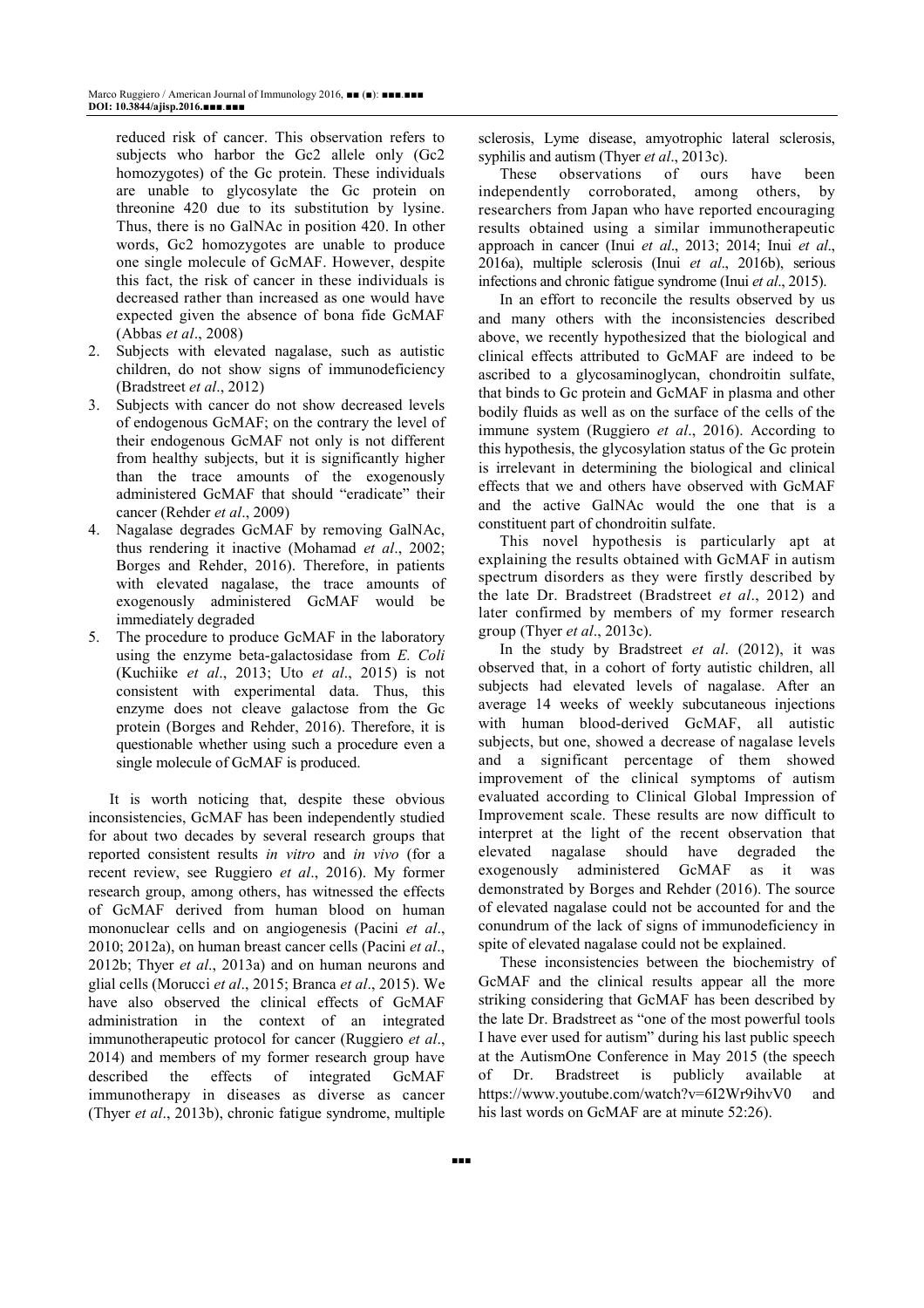reduced risk of cancer. This observation refers to subjects who harbor the Gc2 allele only (Gc2 homozygotes) of the Gc protein. These individuals are unable to glycosylate the Gc protein on threonine 420 due to its substitution by lysine. Thus, there is no GalNAc in position 420. In other words, Gc2 homozygotes are unable to produce one single molecule of GcMAF. However, despite this fact, the risk of cancer in these individuals is decreased rather than increased as one would have expected given the absence of bona fide GcMAF (Abbas *et al*., 2008)

2. Subjects with elevated nagalase, such as autistic children, do not show signs of immunodeficiency (Bradstreet *et al*., 2012)
3. Subjects with cancer do not show decreased levels of endogenous GcMAF; on the contrary the level of their endogenous GcMAF not only is not different from healthy subjects, but it is significantly higher than the trace amounts of the exogenously administered GcMAF that should "eradicate" their cancer (Rehder *et al*., 2009)
4. Nagalase degrades GcMAF by removing GalNAc, thus rendering it inactive (Mohamad *et al*., 2002; Borges and Rehder, 2016). Therefore, in patients with elevated nagalase, the trace amounts of exogenously administered GcMAF would be immediately degraded
5. The procedure to produce GcMAF in the laboratory using the enzyme beta-galactosidase from *E. Coli* (Kuchiike *et al*., 2013; Uto *et al*., 2015) is not consistent with experimental data. Thus, this enzyme does not cleave galactose from the Gc protein (Borges and Rehder, 2016). Therefore, it is questionable whether using such a procedure even a single molecule of GcMAF is produced.

It is worth noticing that, despite these obvious inconsistencies, GcMAF has been independently studied for about two decades by several research groups that reported consistent results *in vitro* and *in vivo* (for a recent review, see Ruggiero *et al*., 2016). My former research group, among others, has witnessed the effects of GcMAF derived from human blood on human mononuclear cells and on angiogenesis (Pacini *et al*., 2010; 2012a), on human breast cancer cells (Pacini *et al*., 2012b; Thyer *et al*., 2013a) and on human neurons and glial cells (Morucci *et al*., 2015; Branca *et al*., 2015). We have also observed the clinical effects of GcMAF administration in the context of an integrated immunotherapeutic protocol for cancer (Ruggiero *et al*., 2014) and members of my former research group have described the effects of integrated GcMAF immunotherapy in diseases as diverse as cancer (Thyer *et al*., 2013b), chronic fatigue syndrome, multiple sclerosis, Lyme disease, amyotrophic lateral sclerosis, syphilis and autism (Thyer *et al*., 2013c).

These observations of ours have been independently corroborated, among others, by researchers from Japan who have reported encouraging results obtained using a similar immunotherapeutic approach in cancer (Inui *et al*., 2013; 2014; Inui *et al*., 2016a), multiple sclerosis (Inui *et al*., 2016b), serious infections and chronic fatigue syndrome (Inui *et al*., 2015).

In an effort to reconcile the results observed by us and many others with the inconsistencies described above, we recently hypothesized that the biological and clinical effects attributed to GcMAF are indeed to be ascribed to a glycosaminoglycan, chondroitin sulfate, that binds to Gc protein and GcMAF in plasma and other bodily fluids as well as on the surface of the cells of the immune system (Ruggiero *et al*., 2016). According to this hypothesis, the glycosylation status of the Gc protein is irrelevant in determining the biological and clinical effects that we and others have observed with GcMAF and the active GalNAc would the one that is a constituent part of chondroitin sulfate.

This novel hypothesis is particularly apt at explaining the results obtained with GcMAF in autism spectrum disorders as they were firstly described by the late Dr. Bradstreet (Bradstreet *et al*., 2012) and later confirmed by members of my former research group (Thyer *et al*., 2013c).

In the study by Bradstreet *et al*. (2012), it was observed that, in a cohort of forty autistic children, all subjects had elevated levels of nagalase. After an average 14 weeks of weekly subcutaneous injections with human blood-derived GcMAF, all autistic subjects, but one, showed a decrease of nagalase levels and a significant percentage of them showed improvement of the clinical symptoms of autism evaluated according to Clinical Global Impression of Improvement scale. These results are now difficult to interpret at the light of the recent observation that elevated nagalase should have degraded the exogenously administered GcMAF as it was demonstrated by Borges and Rehder (2016). The source of elevated nagalase could not be accounted for and the conundrum of the lack of signs of immunodeficiency in spite of elevated nagalase could not be explained.

These inconsistencies between the biochemistry of GcMAF and the clinical results appear all the more striking considering that GcMAF has been described by the late Dr. Bradstreet as "one of the most powerful tools I have ever used for autism" during his last public speech at the AutismOne Conference in May 2015 (the speech of Dr. Bradstreet is publicly available at https://www.youtube.com/watch?v=6I2Wr9ihvV0 and his last words on GcMAF are at minute 52:26).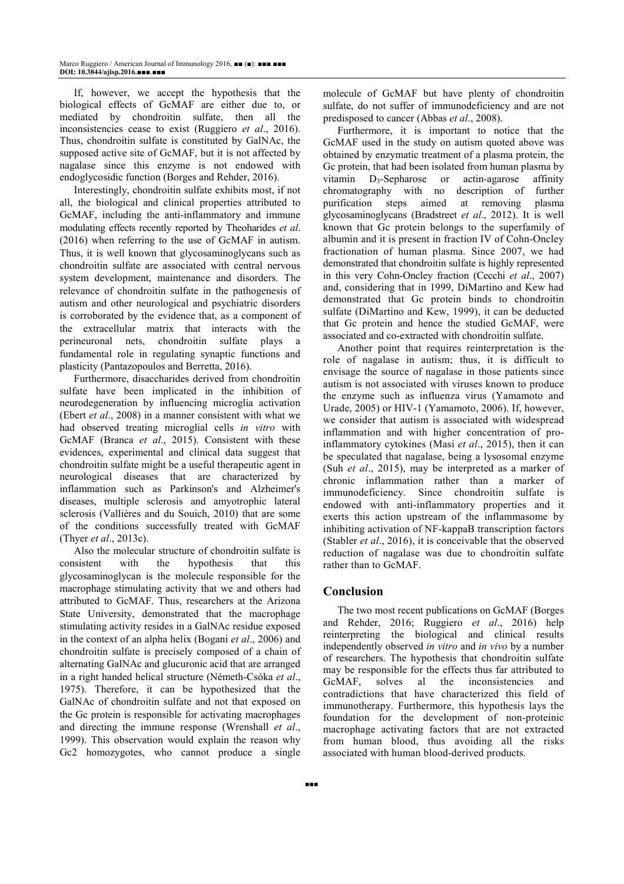If, however, we accept the hypothesis that the biological effects of GcMAF are either due to, or mediated by chondroitin sulfate, then all the inconsistencies cease to exist (Ruggiero *et al*., 2016). Thus, chondroitin sulfate is constituted by GalNAc, the supposed active site of GcMAF, but it is not affected by nagalase since this enzyme is not endowed with endoglycosidic function (Borges and Rehder, 2016).

Interestingly, chondroitin sulfate exhibits most, if not all, the biological and clinical properties attributed to GcMAF, including the anti-inflammatory and immune modulating effects recently reported by Theoharides *et al.* (2016) when referring to the use of GcMAF in autism. Thus, it is well known that glycosaminoglycans such as chondroitin sulfate are associated with central nervous system development, maintenance and disorders. The relevance of chondroitin sulfate in the pathogenesis of autism and other neurological and psychiatric disorders is corroborated by the evidence that, as a component of the extracellular matrix that interacts with the perineuronal nets, chondroitin sulfate plays a fundamental role in regulating synaptic functions and plasticity (Pantazopoulos and Berretta, 2016).

Furthermore, disaccharides derived from chondroitin sulfate have been implicated in the inhibition of neurodegeneration by influencing microglia activation (Ebert *et al*., 2008) in a manner consistent with what we had observed treating microglial cells *in vitro* with GcMAF (Branca *et al*., 2015). Consistent with these evidences, experimental and clinical data suggest that chondroitin sulfate might be a useful therapeutic agent in neurological diseases that are characterized by inflammation such as Parkinson's and Alzheimer's diseases, multiple sclerosis and amyotrophic lateral sclerosis (Vallières and du Souich, 2010) that are some of the conditions successfully treated with GcMAF (Thyer *et al*., 2013c).

Also the molecular structure of chondroitin sulfate is consistent with the hypothesis that this glycosaminoglycan is the molecule responsible for the macrophage stimulating activity that we and others had attributed to GcMAF. Thus, researchers at the Arizona State University, demonstrated that the macrophage stimulating activity resides in a GalNAc residue exposed in the context of an alpha helix (Bogani *et al*., 2006) and chondroitin sulfate is precisely composed of a chain of alternating GalNAc and glucuronic acid that are arranged in a right handed helical structure (Németh-Csóka *et al*., 1975). Therefore, it can be hypothesized that the GalNAc of chondroitin sulfate and not that exposed on the Gc protein is responsible for activating macrophages and directing the immune response (Wrenshall *et al*., 1999). This observation would explain the reason why Gc2 homozygotes, who cannot produce a single molecule of GcMAF but have plenty of chondroitin sulfate, do not suffer of immunodeficiency and are not predisposed to cancer (Abbas *et al*., 2008).

Furthermore, it is important to notice that the GcMAF used in the study on autism quoted above was obtained by enzymatic treatment of a plasma protein, the Gc protein, that had been isolated from human plasma by vitamin $D_3$-Sepharose or actin-agarose affinity chromatography with no description of further purification steps aimed at removing plasma glycosaminoglycans (Bradstreet *et al*., 2012). It is well known that Gc protein belongs to the superfamily of albumin and it is present in fraction IV of Cohn-Oncley fractionation of human plasma. Since 2007, we had demonstrated that chondroitin sulfate is highly represented in this very Cohn-Oncley fraction (Cecchi *et al*., 2007) and, considering that in 1999, DiMartino and Kew had demonstrated that Gc protein binds to chondroitin sulfate (DiMartino and Kew, 1999), it can be deducted that Gc protein and hence the studied GcMAF, were associated and co-extracted with chondroitin sulfate.

Another point that requires reinterpretation is the role of nagalase in autism; thus, it is difficult to envisage the source of nagalase in those patients since autism is not associated with viruses known to produce the enzyme such as influenza virus (Yamamoto and Urade, 2005) or HIV-1 (Yamamoto, 2006). If, however, we consider that autism is associated with widespread inflammation and with higher concentration of pro-inflammatory cytokines (Masi *et al*., 2015), then it can be speculated that nagalase, being a lysosomal enzyme (Suh *et al*., 2015), may be interpreted as a marker of chronic inflammation rather than a marker of immunodeficiency. Since chondroitin sulfate is endowed with anti-inflammatory properties and it exerts this action upstream of the inflammasome by inhibiting activation of NF-kappaB transcription factors (Stabler *et al*., 2016), it is conceivable that the observed reduction of nagalase was due to chondroitin sulfate rather than to GcMAF.

## Conclusion

The two most recent publications on GcMAF (Borges and Rehder, 2016; Ruggiero *et al*., 2016) help reinterpreting the biological and clinical results independently observed *in vitro* and *in vivo* by a number of researchers. The hypothesis that chondroitin sulfate may be responsible for the effects thus far attributed to GcMAF, solves al the inconsistencies and contradictions that have characterized this field of immunotherapy. Furthermore, this hypothesis lays the foundation for the development of non-proteinic macrophage activating factors that are not extracted from human blood, thus avoiding all the risks associated with human blood-derived products.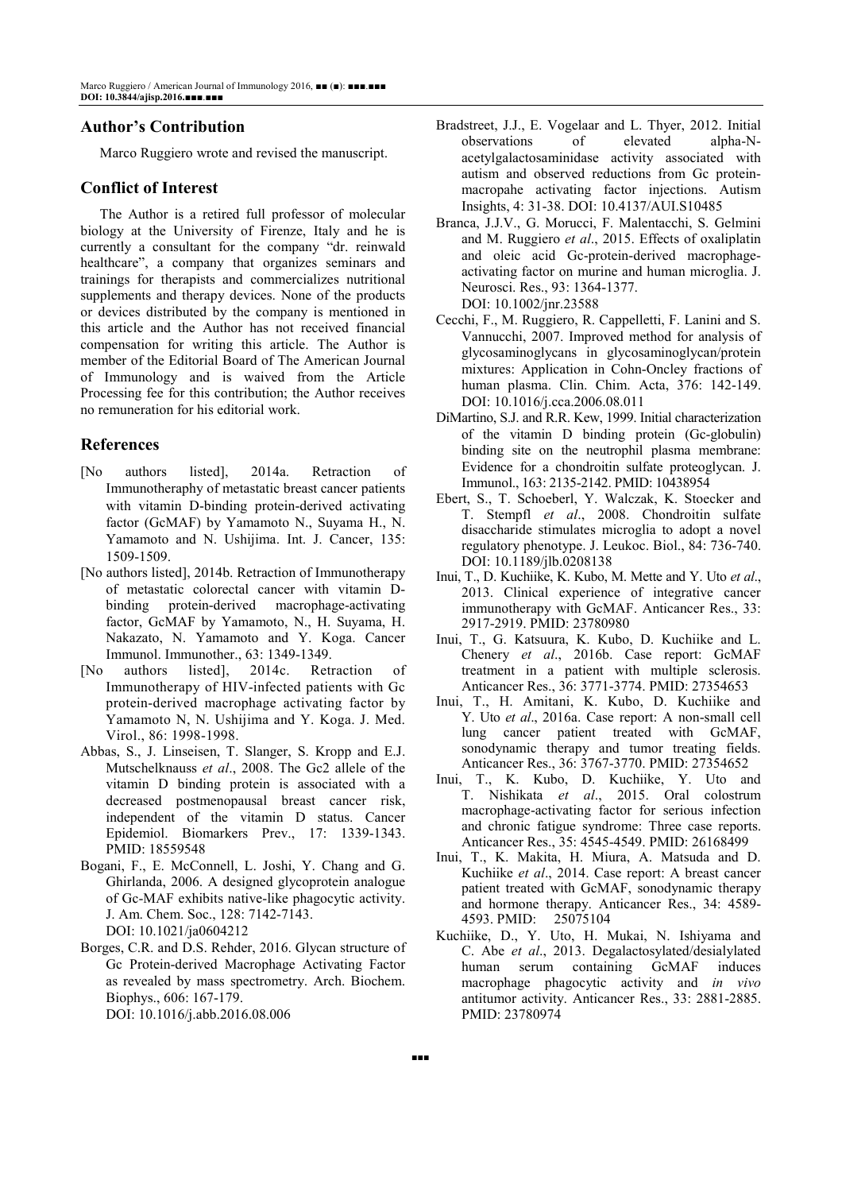## Author's Contribution

Marco Ruggiero wrote and revised the manuscript.

## Conflict of Interest

The Author is a retired full professor of molecular biology at the University of Firenze, Italy and he is currently a consultant for the company "dr. reinwald healthcare", a company that organizes seminars and trainings for therapists and commercializes nutritional supplements and therapy devices. None of the products or devices distributed by the company is mentioned in this article and the Author has not received financial compensation for writing this article. The Author is member of the Editorial Board of The American Journal of Immunology and is waived from the Article Processing fee for this contribution; the Author receives no remuneration for his editorial work.

## References

[No authors listed], 2014a. Retraction of Immunotheraphy of metastatic breast cancer patients with vitamin D-binding protein-derived activating factor (GcMAF) by Yamamoto N., Suyama H., N. Yamamoto and N. Ushijima. Int. J. Cancer, 135: 1509-1509.

[No authors listed], 2014b. Retraction of Immunotherapy of metastatic colorectal cancer with vitamin D-binding protein-derived macrophage-activating factor, GcMAF by Yamamoto, N., H. Suyama, H. Nakazato, N. Yamamoto and Y. Koga. Cancer Immunol. Immunother., 63: 1349-1349.

[No authors listed], 2014c. Retraction of Immunotherapy of HIV-infected patients with Gc protein-derived macrophage activating factor by Yamamoto N, N. Ushijima and Y. Koga. J. Med. Virol., 86: 1998-1998.

Abbas, S., J. Linseisen, T. Slanger, S. Kropp and E.J. Mutschelknauss *et al*., 2008. The Gc2 allele of the vitamin D binding protein is associated with a decreased postmenopausal breast cancer risk, independent of the vitamin D status. Cancer Epidemiol. Biomarkers Prev., 17: 1339-1343. PMID: 18559548

Bogani, F., E. McConnell, L. Joshi, Y. Chang and G. Ghirlanda, 2006. A designed glycoprotein analogue of Gc-MAF exhibits native-like phagocytic activity. J. Am. Chem. Soc., 128: 7142-7143. DOI: 10.1021/ja0604212

Borges, C.R. and D.S. Rehder, 2016. Glycan structure of Gc Protein-derived Macrophage Activating Factor as revealed by mass spectrometry. Arch. Biochem. Biophys., 606: 167-179. DOI: 10.1016/j.abb.2016.08.006

Bradstreet, J.J., E. Vogelaar and L. Thyer, 2012. Initial observations of elevated alpha-N-acetylgalactosaminidase activity associated with autism and observed reductions from Gc protein-macropahe activating factor injections. Autism Insights, 4: 31-38. DOI: 10.4137/AUI.S10485

Branca, J.J.V., G. Morucci, F. Malentacchi, S. Gelmini and M. Ruggiero *et al*., 2015. Effects of oxaliplatin and oleic acid Gc-protein-derived macrophage-activating factor on murine and human microglia. J. Neurosci. Res., 93: 1364-1377. DOI: 10.1002/jnr.23588

Cecchi, F., M. Ruggiero, R. Cappelletti, F. Lanini and S. Vannucchi, 2007. Improved method for analysis of glycosaminoglycans in glycosaminoglycan/protein mixtures: Application in Cohn-Oncley fractions of human plasma. Clin. Chim. Acta, 376: 142-149. DOI: 10.1016/j.cca.2006.08.011

DiMartino, S.J. and R.R. Kew, 1999. Initial characterization of the vitamin D binding protein (Gc-globulin) binding site on the neutrophil plasma membrane: Evidence for a chondroitin sulfate proteoglycan. J. Immunol., 163: 2135-2142. PMID: 10438954

Ebert, S., T. Schoeberl, Y. Walczak, K. Stoecker and T. Stempfl *et al*., 2008. Chondroitin sulfate disaccharide stimulates microglia to adopt a novel regulatory phenotype. J. Leukoc. Biol., 84: 736-740. DOI: 10.1189/jlb.0208138

Inui, T., D. Kuchiike, K. Kubo, M. Mette and Y. Uto *et al*., 2013. Clinical experience of integrative cancer immunotherapy with GcMAF. Anticancer Res., 33: 2917-2919. PMID: 23780980

Inui, T., G. Katsuura, K. Kubo, D. Kuchiike and L. Chenery *et al*., 2016b. Case report: GcMAF treatment in a patient with multiple sclerosis. Anticancer Res., 36: 3771-3774. PMID: 27354653

Inui, T., H. Amitani, K. Kubo, D. Kuchiike and Y. Uto *et al*., 2016a. Case report: A non-small cell lung cancer patient treated with GcMAF, sonodynamic therapy and tumor treating fields. Anticancer Res., 36: 3767-3770. PMID: 27354652

Inui, T., K. Kubo, D. Kuchiike, Y. Uto and T. Nishikata *et al*., 2015. Oral colostrum macrophage-activating factor for serious infection and chronic fatigue syndrome: Three case reports. Anticancer Res., 35: 4545-4549. PMID: 26168499

Inui, T., K. Makita, H. Miura, A. Matsuda and D. Kuchiike *et al*., 2014. Case report: A breast cancer patient treated with GcMAF, sonodynamic therapy and hormone therapy. Anticancer Res., 34: 4589-4593. PMID: 25075104

Kuchiike, D., Y. Uto, H. Mukai, N. Ishiyama and C. Abe *et al*., 2013. Degalactosylated/desialylated human serum containing GcMAF induces macrophage phagocytic activity and *in vivo* antitumor activity. Anticancer Res., 33: 2881-2885. PMID: 23780974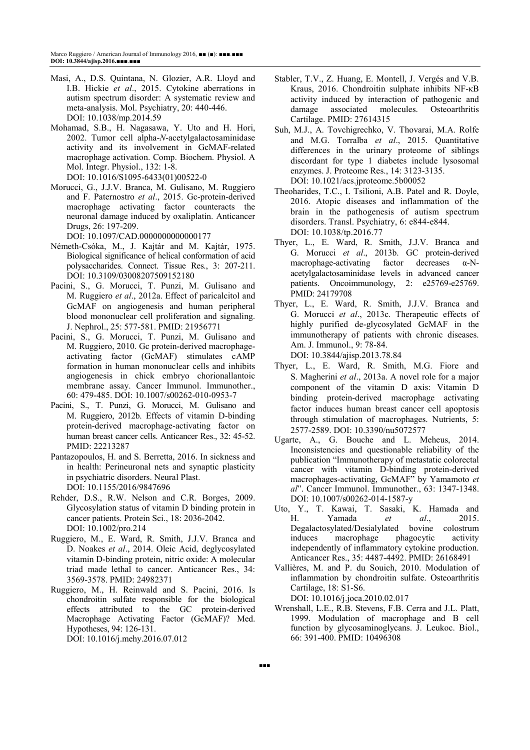Masi, A., D.S. Quintana, N. Glozier, A.R. Lloyd and I.B. Hickie *et al*., 2015. Cytokine aberrations in autism spectrum disorder: A systematic review and meta-analysis. Mol. Psychiatry, 20: 440-446. DOI: 10.1038/mp.2014.59

Mohamad, S.B., H. Nagasawa, Y. Uto and H. Hori, 2002. Tumor cell alpha-*N*-acetylgalactosaminidase activity and its involvement in GcMAF-related macrophage activation. Comp. Biochem. Physiol. A Mol. Integr. Physiol., 132: 1-8. DOI: 10.1016/S1095-6433(01)00522-0

Morucci, G., J.J.V. Branca, M. Gulisano, M. Ruggiero and F. Paternostro *et al*., 2015. Gc-protein-derived macrophage activating factor counteracts the neuronal damage induced by oxaliplatin. Anticancer Drugs, 26: 197-209. DOI: 10.1097/CAD.0000000000000177

Németh-Csóka, M., J. Kajtár and M. Kajtár, 1975. Biological significance of helical conformation of acid polysaccharides. Connect. Tissue Res., 3: 207-211. DOI: 10.3109/03008207509152180

Pacini, S., G. Morucci, T. Punzi, M. Gulisano and M. Ruggiero *et al*., 2012a. Effect of paricalcitol and GcMAF on angiogenesis and human peripheral blood mononuclear cell proliferation and signaling. J. Nephrol., 25: 577-581. PMID: 21956771

Pacini, S., G. Morucci, T. Punzi, M. Gulisano and M. Ruggiero, 2010. Gc protein-derived macrophage-activating factor (GcMAF) stimulates cAMP formation in human mononuclear cells and inhibits angiogenesis in chick embryo chorionallantoic membrane assay. Cancer Immunol. Immunother., 60: 479-485. DOI: 10.1007/s00262-010-0953-7

Pacini, S., T. Punzi, G. Morucci, M. Gulisano and M. Ruggiero, 2012b. Effects of vitamin D-binding protein-derived macrophage-activating factor on human breast cancer cells. Anticancer Res., 32: 45-52. PMID: 22213287

Pantazopoulos, H. and S. Berretta, 2016. In sickness and in health: Perineuronal nets and synaptic plasticity in psychiatric disorders. Neural Plast. DOI: 10.1155/2016/9847696

Rehder, D.S., R.W. Nelson and C.R. Borges, 2009. Glycosylation status of vitamin D binding protein in cancer patients. Protein Sci., 18: 2036-2042. DOI: 10.1002/pro.214

Ruggiero, M., E. Ward, R. Smith, J.J.V. Branca and D. Noakes *et al*., 2014. Oleic Acid, deglycosylated vitamin D-binding protein, nitric oxide: A molecular triad made lethal to cancer. Anticancer Res., 34: 3569-3578. PMID: 24982371

Ruggiero, M., H. Reinwald and S. Pacini, 2016. Is chondroitin sulfate responsible for the biological effects attributed to the GC protein-derived Macrophage Activating Factor (GcMAF)? Med. Hypotheses, 94: 126-131. DOI: 10.1016/j.mehy.2016.07.012

Stabler, T.V., Z. Huang, E. Montell, J. Vergés and V.B. Kraus, 2016. Chondroitin sulphate inhibits NF-κB activity induced by interaction of pathogenic and damage associated molecules. Osteoarthritis Cartilage. PMID: 27614315

Suh, M.J., A. Tovchigrechko, V. Thovarai, M.A. Rolfe and M.G. Torralba *et al*., 2015. Quantitative differences in the urinary proteome of siblings discordant for type 1 diabetes include lysosomal enzymes. J. Proteome Res., 14: 3123-3135. DOI: 10.1021/acs.jproteome.5b00052

Theoharides, T.C., I. Tsilioni, A.B. Patel and R. Doyle, 2016. Atopic diseases and inflammation of the brain in the pathogenesis of autism spectrum disorders. Transl. Psychiatry, 6: e844-e844. DOI: 10.1038/tp.2016.77

Thyer, L., E. Ward, R. Smith, J.J.V. Branca and G. Morucci *et al*., 2013b. GC protein-derived macrophage-activating factor decreases α-N-acetylgalactosaminidase levels in advanced cancer patients. Oncoimmunology, 2: e25769-e25769. PMID: 24179708

Thyer, L., E. Ward, R. Smith, J.J.V. Branca and G. Morucci *et al*., 2013c. Therapeutic effects of highly purified de-glycosylated GcMAF in the immunotherapy of patients with chronic diseases. Am. J. Immunol., 9: 78-84. DOI: 10.3844/ajisp.2013.78.84

Thyer, L., E. Ward, R. Smith, M.G. Fiore and S. Magherini *et al*., 2013a. A novel role for a major component of the vitamin D axis: Vitamin D binding protein-derived macrophage activating factor induces human breast cancer cell apoptosis through stimulation of macrophages. Nutrients, 5: 2577-2589. DOI: 10.3390/nu5072577

Ugarte, A., G. Bouche and L. Meheus, 2014. Inconsistencies and questionable reliability of the publication "Immunotherapy of metastatic colorectal cancer with vitamin D-binding protein-derived macrophages-activating, GcMAF" by Yamamoto *et al*". Cancer Immunol. Immunother., 63: 1347-1348. DOI: 10.1007/s00262-014-1587-y

Uto, Y., T. Kawai, T. Sasaki, K. Hamada and H. Yamada *et al*., 2015. Degalactosylated/Desialylated bovine colostrum induces macrophage phagocytic activity independently of inflammatory cytokine production. Anticancer Res., 35: 4487-4492. PMID: 26168491

Vallières, M. and P. du Souich, 2010. Modulation of inflammation by chondroitin sulfate. Osteoarthritis Cartilage, 18: S1-S6. DOI: 10.1016/j.joca.2010.02.017

Wrenshall, L.E., R.B. Stevens, F.B. Cerra and J.L. Platt, 1999. Modulation of macrophage and B cell function by glycosaminoglycans. J. Leukoc. Biol., 66: 391-400. PMID: 10496308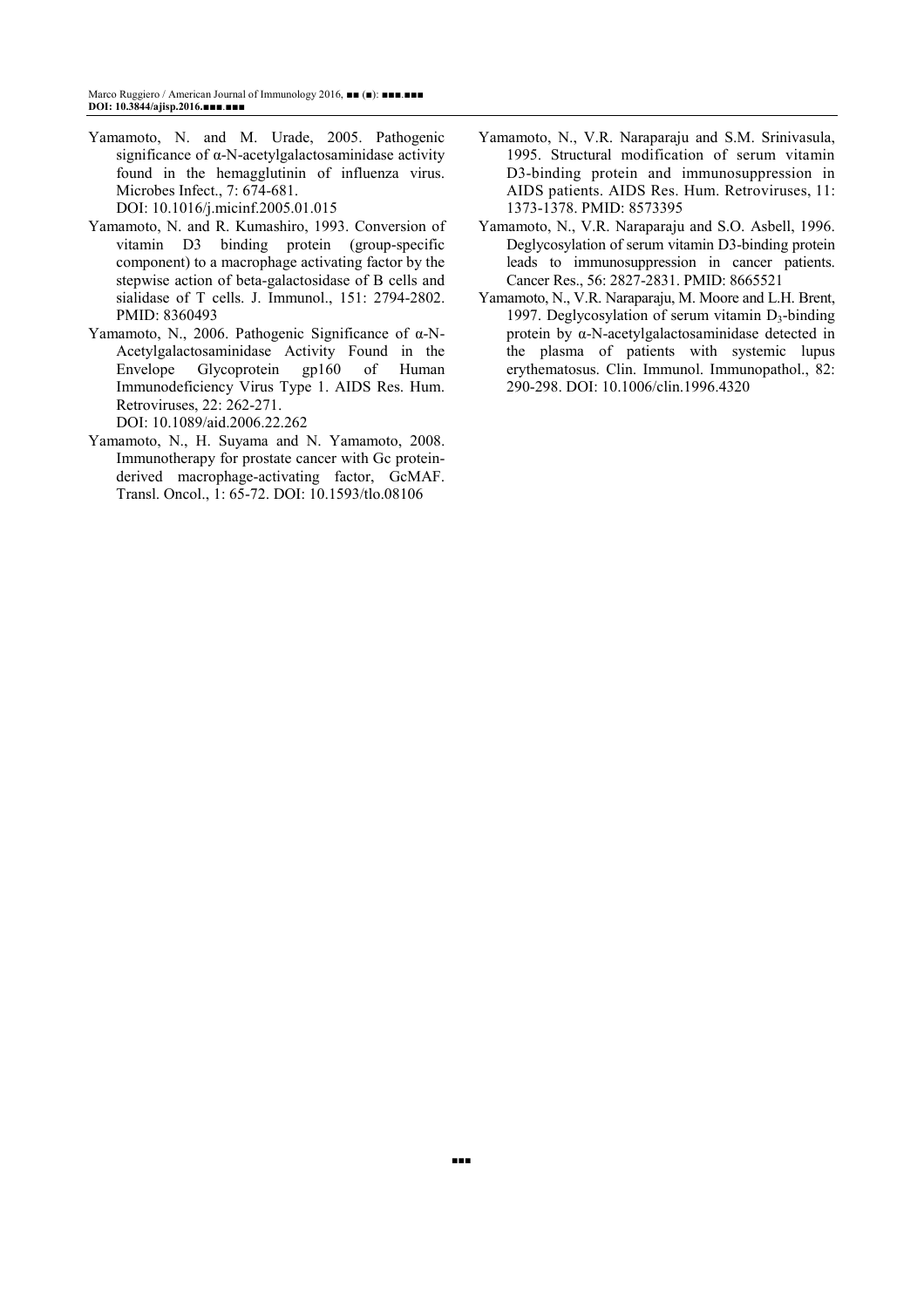Yamamoto, N. and M. Urade, 2005. Pathogenic significance of α-N-acetylgalactosaminidase activity found in the hemagglutinin of influenza virus. Microbes Infect., 7: 674-681. DOI: 10.1016/j.micinf.2005.01.015

Yamamoto, N. and R. Kumashiro, 1993. Conversion of vitamin D3 binding protein (group-specific component) to a macrophage activating factor by the stepwise action of beta-galactosidase of B cells and sialidase of T cells. J. Immunol., 151: 2794-2802. PMID: 8360493

Yamamoto, N., 2006. Pathogenic Significance of α-N-Acetylgalactosaminidase Activity Found in the Envelope Glycoprotein gp160 of Human Immunodeficiency Virus Type 1. AIDS Res. Hum. Retroviruses, 22: 262-271. DOI: 10.1089/aid.2006.22.262

Yamamoto, N., H. Suyama and N. Yamamoto, 2008. Immunotherapy for prostate cancer with Gc protein-derived macrophage-activating factor, GcMAF. Transl. Oncol., 1: 65-72. DOI: 10.1593/tlo.08106

Yamamoto, N., V.R. Naraparaju and S.M. Srinivasula, 1995. Structural modification of serum vitamin D3-binding protein and immunosuppression in AIDS patients. AIDS Res. Hum. Retroviruses, 11: 1373-1378. PMID: 8573395

Yamamoto, N., V.R. Naraparaju and S.O. Asbell, 1996. Deglycosylation of serum vitamin D3-binding protein leads to immunosuppression in cancer patients. Cancer Res., 56: 2827-2831. PMID: 8665521

Yamamoto, N., V.R. Naraparaju, M. Moore and L.H. Brent, 1997. Deglycosylation of serum vitamin $D_3$-binding protein by α-N-acetylgalactosaminidase detected in the plasma of patients with systemic lupus erythematosus. Clin. Immunol. Immunopathol., 82: 290-298. DOI: 10.1006/clin.1996.4320